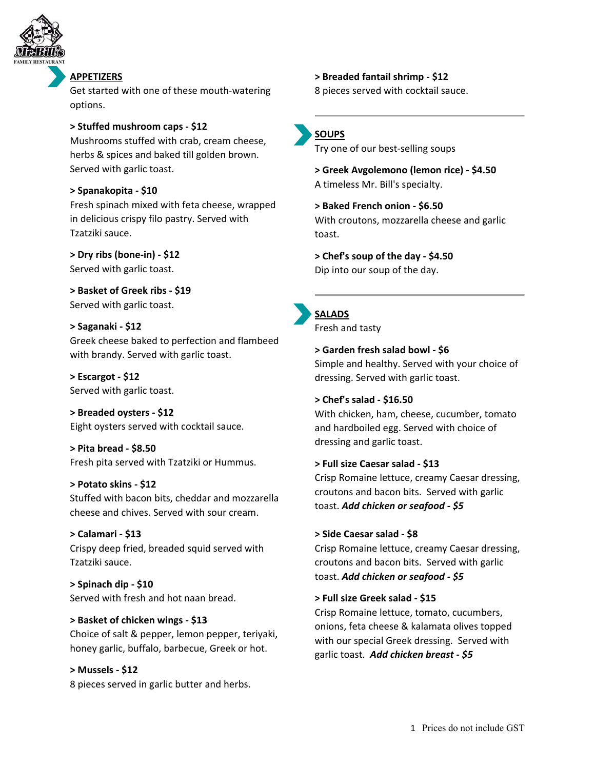## APPETIZERS

Get started with one of these mouth-watering options.

**> Stuffed mushroom caps - $12**
Mushrooms stuffed with crab, cream cheese, herbs & spices and baked till golden brown. Served with garlic toast.

**> Spanakopita - $10**
Fresh spinach mixed with feta cheese, wrapped in delicious crispy filo pastry. Served with Tzatziki sauce.

**> Dry ribs (bone-in) - $12**
Served with garlic toast.

**> Basket of Greek ribs - $19**
Served with garlic toast.

**> Saganaki - $12**
Greek cheese baked to perfection and flambeed with brandy. Served with garlic toast.

**> Escargot - $12**
Served with garlic toast.

**> Breaded oysters - $12**
Eight oysters served with cocktail sauce.

**> Pita bread - $8.50**
Fresh pita served with Tzatziki or Hummus.

**> Potato skins - $12**
Stuffed with bacon bits, cheddar and mozzarella cheese and chives. Served with sour cream.

**> Calamari - $13**
Crispy deep fried, breaded squid served with Tzatziki sauce.

**> Spinach dip - $10**
Served with fresh and hot naan bread.

**> Basket of chicken wings - $13**
Choice of salt & pepper, lemon pepper, teriyaki, honey garlic, buffalo, barbecue, Greek or hot.

**> Mussels - $12**
8 pieces served in garlic butter and herbs.

**> Breaded fantail shrimp - $12**
8 pieces served with cocktail sauce.

## SOUPS

Try one of our best-selling soups

**> Greek Avgolemono (lemon rice) - $4.50**
A timeless Mr. Bill's specialty.

**> Baked French onion - $6.50**
With croutons, mozzarella cheese and garlic toast.

**> Chef's soup of the day - $4.50**
Dip into our soup of the day.

## SALADS

Fresh and tasty

**> Garden fresh salad bowl - $6**
Simple and healthy. Served with your choice of dressing. Served with garlic toast.

**> Chef's salad - $16.50**
With chicken, ham, cheese, cucumber, tomato and hardboiled egg. Served with choice of dressing and garlic toast.

**> Full size Caesar salad - $13**
Crisp Romaine lettuce, creamy Caesar dressing, croutons and bacon bits. Served with garlic toast. ***Add chicken or seafood - $5***

**> Side Caesar salad - $8**
Crisp Romaine lettuce, creamy Caesar dressing, croutons and bacon bits. Served with garlic toast. ***Add chicken or seafood - $5***

**> Full size Greek salad - $15**
Crisp Romaine lettuce, tomato, cucumbers, onions, feta cheese & kalamata olives topped with our special Greek dressing. Served with garlic toast. ***Add chicken breast - $5***

Prices do not include GST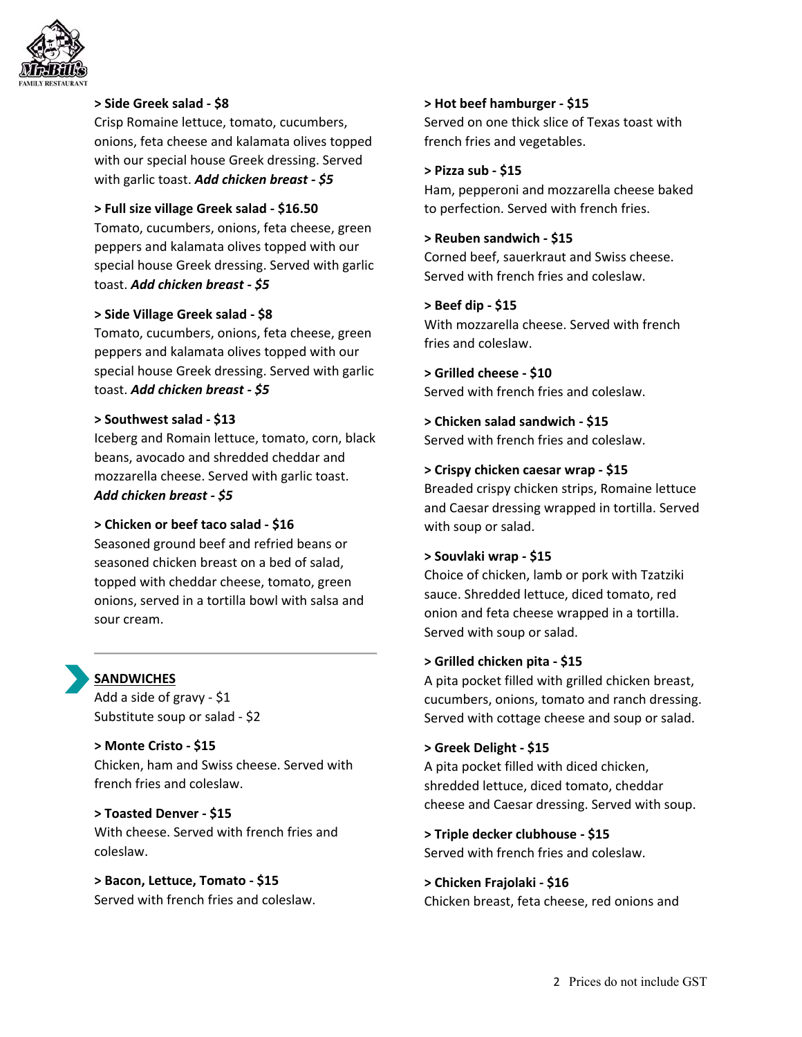**> Side Greek salad - $8**
Crisp Romaine lettuce, tomato, cucumbers, onions, feta cheese and kalamata olives topped with our special house Greek dressing. Served with garlic toast. ***Add chicken breast - $5***

**> Full size village Greek salad - $16.50**
Tomato, cucumbers, onions, feta cheese, green peppers and kalamata olives topped with our special house Greek dressing. Served with garlic toast. ***Add chicken breast - $5***

**> Side Village Greek salad - $8**
Tomato, cucumbers, onions, feta cheese, green peppers and kalamata olives topped with our special house Greek dressing. Served with garlic toast. ***Add chicken breast - $5***

**> Southwest salad - $13**
Iceberg and Romain lettuce, tomato, corn, black beans, avocado and shredded cheddar and mozzarella cheese. Served with garlic toast. ***Add chicken breast - $5***

**> Chicken or beef taco salad - $16**
Seasoned ground beef and refried beans or seasoned chicken breast on a bed of salad, topped with cheddar cheese, tomato, green onions, served in a tortilla bowl with salsa and sour cream.

---

## SANDWICHES

Add a side of gravy - $1
Substitute soup or salad - $2

**> Monte Cristo - $15**
Chicken, ham and Swiss cheese. Served with french fries and coleslaw.

**> Toasted Denver - $15**
With cheese. Served with french fries and coleslaw.

**> Bacon, Lettuce, Tomato - $15**
Served with french fries and coleslaw.

**> Hot beef hamburger - $15**
Served on one thick slice of Texas toast with french fries and vegetables.

**> Pizza sub - $15**
Ham, pepperoni and mozzarella cheese baked to perfection. Served with french fries.

**> Reuben sandwich - $15**
Corned beef, sauerkraut and Swiss cheese. Served with french fries and coleslaw.

**> Beef dip - $15**
With mozzarella cheese. Served with french fries and coleslaw.

**> Grilled cheese - $10**
Served with french fries and coleslaw.

**> Chicken salad sandwich - $15**
Served with french fries and coleslaw.

**> Crispy chicken caesar wrap - $15**
Breaded crispy chicken strips, Romaine lettuce and Caesar dressing wrapped in tortilla. Served with soup or salad.

**> Souvlaki wrap - $15**
Choice of chicken, lamb or pork with Tzatziki sauce. Shredded lettuce, diced tomato, red onion and feta cheese wrapped in a tortilla. Served with soup or salad.

**> Grilled chicken pita - $15**
A pita pocket filled with grilled chicken breast, cucumbers, onions, tomato and ranch dressing. Served with cottage cheese and soup or salad.

**> Greek Delight - $15**
A pita pocket filled with diced chicken, shredded lettuce, diced tomato, cheddar cheese and Caesar dressing. Served with soup.

**> Triple decker clubhouse - $15**
Served with french fries and coleslaw.

**> Chicken Frajolaki - $16**
Chicken breast, feta cheese, red onions and

Prices do not include GST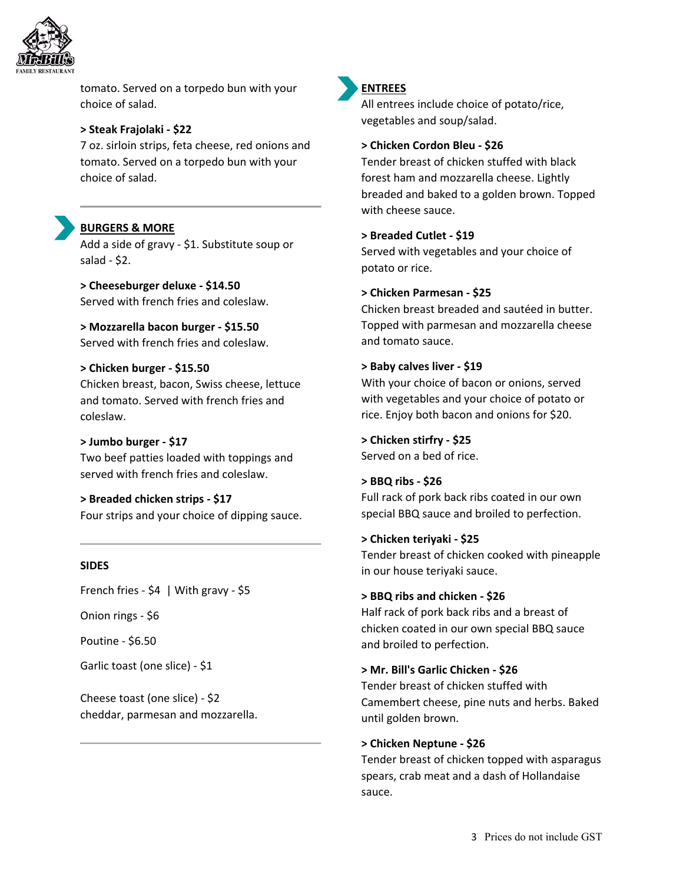tomato. Served on a torpedo bun with your choice of salad.

**> Steak Frajolaki - $22**
7 oz. sirloin strips, feta cheese, red onions and tomato. Served on a torpedo bun with your choice of salad.

## BURGERS & MORE

Add a side of gravy - $1. Substitute soup or salad - $2.

**> Cheeseburger deluxe - $14.50**
Served with french fries and coleslaw.

**> Mozzarella bacon burger - $15.50**
Served with french fries and coleslaw.

**> Chicken burger - $15.50**
Chicken breast, bacon, Swiss cheese, lettuce and tomato. Served with french fries and coleslaw.

**> Jumbo burger - $17**
Two beef patties loaded with toppings and served with french fries and coleslaw.

**> Breaded chicken strips - $17**
Four strips and your choice of dipping sauce.

## SIDES

French fries - $4 | With gravy - $5

Onion rings - $6

Poutine - $6.50

Garlic toast (one slice) - $1

Cheese toast (one slice) - $2
cheddar, parmesan and mozzarella.

## ENTREES

All entrees include choice of potato/rice, vegetables and soup/salad.

**> Chicken Cordon Bleu - $26**
Tender breast of chicken stuffed with black forest ham and mozzarella cheese. Lightly breaded and baked to a golden brown. Topped with cheese sauce.

**> Breaded Cutlet - $19**
Served with vegetables and your choice of potato or rice.

**> Chicken Parmesan - $25**
Chicken breast breaded and sautéed in butter. Topped with parmesan and mozzarella cheese and tomato sauce.

**> Baby calves liver - $19**
With your choice of bacon or onions, served with vegetables and your choice of potato or rice. Enjoy both bacon and onions for $20.

**> Chicken stirfry - $25**
Served on a bed of rice.

**> BBQ ribs - $26**
Full rack of pork back ribs coated in our own special BBQ sauce and broiled to perfection.

**> Chicken teriyaki - $25**
Tender breast of chicken cooked with pineapple in our house teriyaki sauce.

**> BBQ ribs and chicken - $26**
Half rack of pork back ribs and a breast of chicken coated in our own special BBQ sauce and broiled to perfection.

**> Mr. Bill's Garlic Chicken - $26**
Tender breast of chicken stuffed with Camembert cheese, pine nuts and herbs. Baked until golden brown.

**> Chicken Neptune - $26**
Tender breast of chicken topped with asparagus spears, crab meat and a dash of Hollandaise sauce.

Prices do not include GST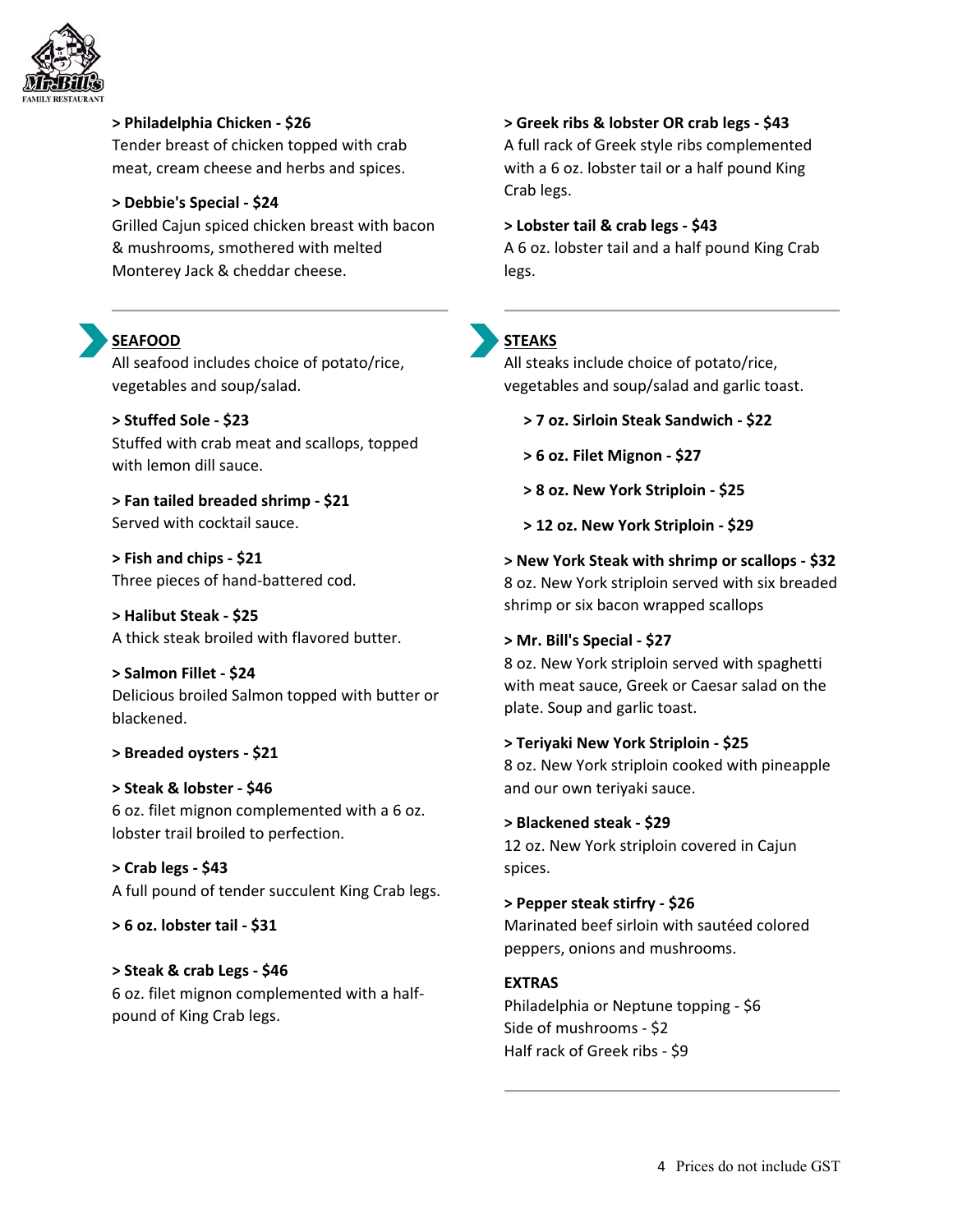**> Philadelphia Chicken - $26**
Tender breast of chicken topped with crab meat, cream cheese and herbs and spices.

**> Debbie's Special - $24**
Grilled Cajun spiced chicken breast with bacon & mushrooms, smothered with melted Monterey Jack & cheddar cheese.

## SEAFOOD

All seafood includes choice of potato/rice, vegetables and soup/salad.

**> Stuffed Sole - $23**
Stuffed with crab meat and scallops, topped with lemon dill sauce.

**> Fan tailed breaded shrimp - $21**
Served with cocktail sauce.

**> Fish and chips - $21**
Three pieces of hand-battered cod.

**> Halibut Steak - $25**
A thick steak broiled with flavored butter.

**> Salmon Fillet - $24**
Delicious broiled Salmon topped with butter or blackened.

**> Breaded oysters - $21**

**> Steak & lobster - $46**
6 oz. filet mignon complemented with a 6 oz. lobster trail broiled to perfection.

**> Crab legs - $43**
A full pound of tender succulent King Crab legs.

**> 6 oz. lobster tail - $31**

**> Steak & crab Legs - $46**
6 oz. filet mignon complemented with a half-pound of King Crab legs.

**> Greek ribs & lobster OR crab legs - $43**
A full rack of Greek style ribs complemented with a 6 oz. lobster tail or a half pound King Crab legs.

**> Lobster tail & crab legs - $43**
A 6 oz. lobster tail and a half pound King Crab legs.

## STEAKS

All steaks include choice of potato/rice, vegetables and soup/salad and garlic toast.

**> 7 oz. Sirloin Steak Sandwich - $22**

**> 6 oz. Filet Mignon - $27**

**> 8 oz. New York Striploin - $25**

**> 12 oz. New York Striploin - $29**

**> New York Steak with shrimp or scallops - $32**
8 oz. New York striploin served with six breaded shrimp or six bacon wrapped scallops

**> Mr. Bill's Special - $27**
8 oz. New York striploin served with spaghetti with meat sauce, Greek or Caesar salad on the plate. Soup and garlic toast.

**> Teriyaki New York Striploin - $25**
8 oz. New York striploin cooked with pineapple and our own teriyaki sauce.

**> Blackened steak - $29**
12 oz. New York striploin covered in Cajun spices.

**> Pepper steak stirfry - $26**
Marinated beef sirloin with sautéed colored peppers, onions and mushrooms.

**EXTRAS**

Philadelphia or Neptune topping - $6
Side of mushrooms - $2
Half rack of Greek ribs - $9

Prices do not include GST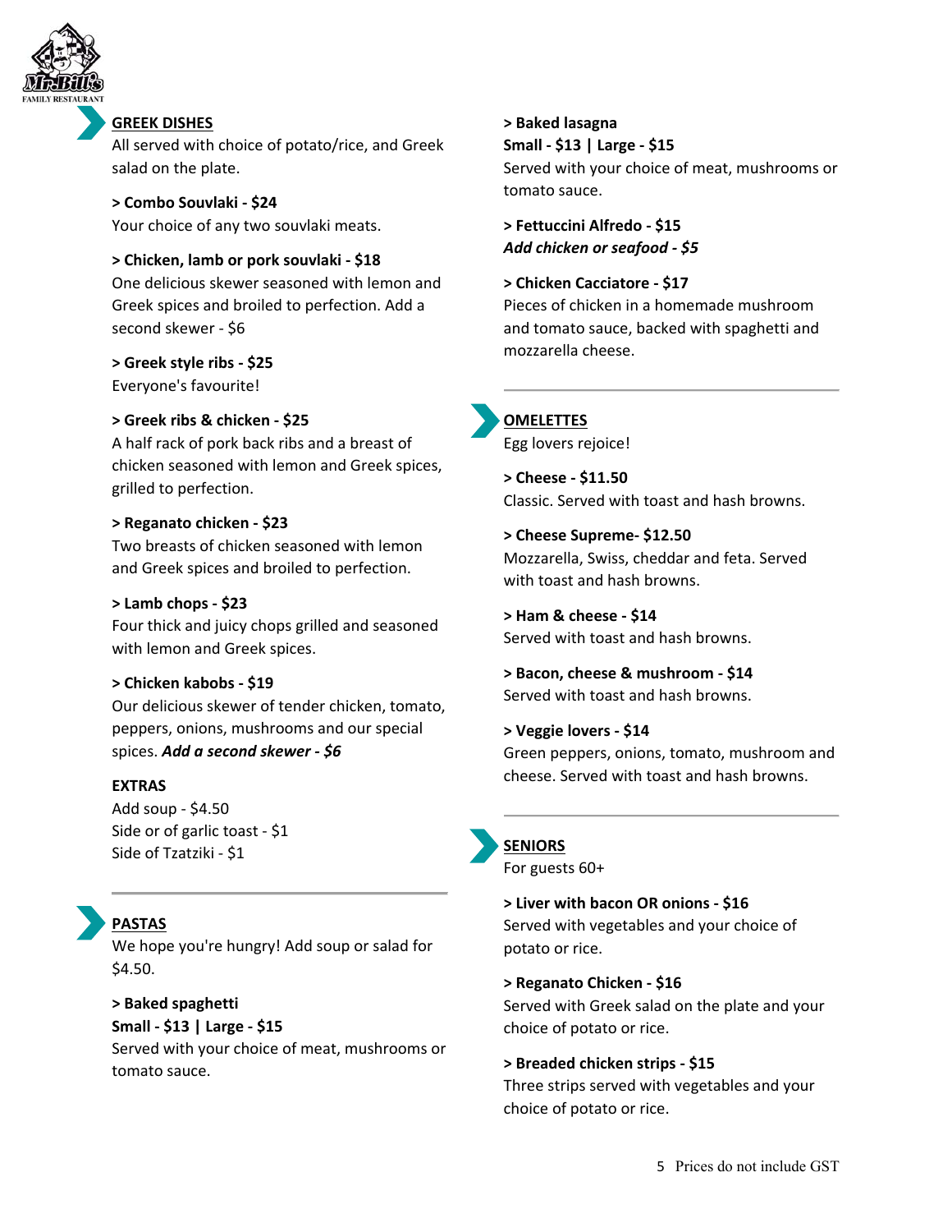## GREEK DISHES

All served with choice of potato/rice, and Greek salad on the plate.

**> Combo Souvlaki - $24**
Your choice of any two souvlaki meats.

**> Chicken, lamb or pork souvlaki - $18**
One delicious skewer seasoned with lemon and Greek spices and broiled to perfection. Add a second skewer - $6

**> Greek style ribs - $25**
Everyone's favourite!

**> Greek ribs & chicken - $25**
A half rack of pork back ribs and a breast of chicken seasoned with lemon and Greek spices, grilled to perfection.

**> Reganato chicken - $23**
Two breasts of chicken seasoned with lemon and Greek spices and broiled to perfection.

**> Lamb chops - $23**
Four thick and juicy chops grilled and seasoned with lemon and Greek spices.

**> Chicken kabobs - $19**
Our delicious skewer of tender chicken, tomato, peppers, onions, mushrooms and our special spices. ***Add a second skewer - $6***

**EXTRAS**
Add soup - $4.50
Side or of garlic toast - $1
Side of Tzatziki - $1

## PASTAS

We hope you're hungry! Add soup or salad for $4.50.

**> Baked spaghetti**
**Small - $13 | Large - $15**
Served with your choice of meat, mushrooms or tomato sauce.

**> Baked lasagna**
**Small - $13 | Large - $15**
Served with your choice of meat, mushrooms or tomato sauce.

**> Fettuccini Alfredo - $15**
***Add chicken or seafood - $5***

**> Chicken Cacciatore - $17**
Pieces of chicken in a homemade mushroom and tomato sauce, backed with spaghetti and mozzarella cheese.

## OMELETTES

Egg lovers rejoice!

**> Cheese - $11.50**
Classic. Served with toast and hash browns.

**> Cheese Supreme- $12.50**
Mozzarella, Swiss, cheddar and feta. Served with toast and hash browns.

**> Ham & cheese - $14**
Served with toast and hash browns.

**> Bacon, cheese & mushroom - $14**
Served with toast and hash browns.

**> Veggie lovers - $14**
Green peppers, onions, tomato, mushroom and cheese. Served with toast and hash browns.

## SENIORS

For guests 60+

**> Liver with bacon OR onions - $16**
Served with vegetables and your choice of potato or rice.

**> Reganato Chicken - $16**
Served with Greek salad on the plate and your choice of potato or rice.

**> Breaded chicken strips - $15**
Three strips served with vegetables and your choice of potato or rice.

Prices do not include GST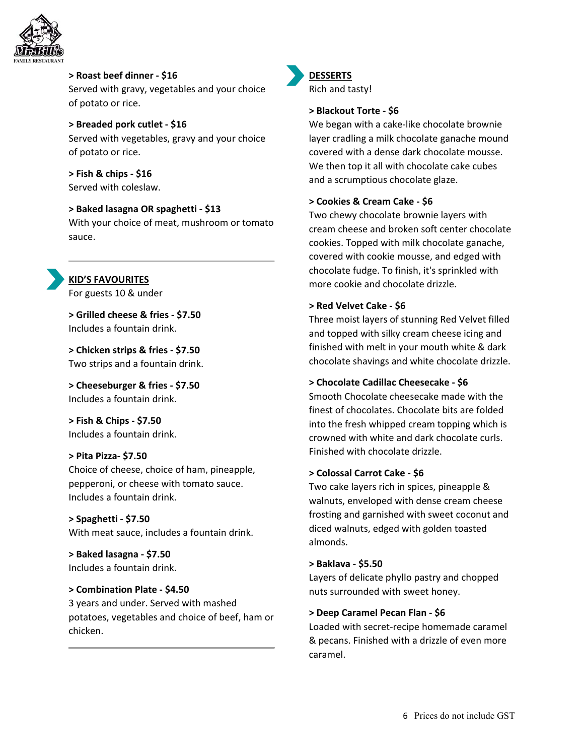**> Roast beef dinner - $16**
Served with gravy, vegetables and your choice of potato or rice.

**> Breaded pork cutlet - $16**
Served with vegetables, gravy and your choice of potato or rice.

**> Fish & chips - $16**
Served with coleslaw.

**> Baked lasagna OR spaghetti - $13**
With your choice of meat, mushroom or tomato sauce.

---

## KID'S FAVOURITES

For guests 10 & under

**> Grilled cheese & fries - $7.50**
Includes a fountain drink.

**> Chicken strips & fries - $7.50**
Two strips and a fountain drink.

**> Cheeseburger & fries - $7.50**
Includes a fountain drink.

**> Fish & Chips - $7.50**
Includes a fountain drink.

**> Pita Pizza- $7.50**
Choice of cheese, choice of ham, pineapple, pepperoni, or cheese with tomato sauce. Includes a fountain drink.

**> Spaghetti - $7.50**
With meat sauce, includes a fountain drink.

**> Baked lasagna - $7.50**
Includes a fountain drink.

**> Combination Plate - $4.50**
3 years and under. Served with mashed potatoes, vegetables and choice of beef, ham or chicken.

---

## DESSERTS

Rich and tasty!

**> Blackout Torte - $6**
We began with a cake-like chocolate brownie layer cradling a milk chocolate ganache mound covered with a dense dark chocolate mousse. We then top it all with chocolate cake cubes and a scrumptious chocolate glaze.

**> Cookies & Cream Cake - $6**
Two chewy chocolate brownie layers with cream cheese and broken soft center chocolate cookies. Topped with milk chocolate ganache, covered with cookie mousse, and edged with chocolate fudge. To finish, it's sprinkled with more cookie and chocolate drizzle.

**> Red Velvet Cake - $6**
Three moist layers of stunning Red Velvet filled and topped with silky cream cheese icing and finished with melt in your mouth white & dark chocolate shavings and white chocolate drizzle.

**> Chocolate Cadillac Cheesecake - $6**
Smooth Chocolate cheesecake made with the finest of chocolates. Chocolate bits are folded into the fresh whipped cream topping which is crowned with white and dark chocolate curls. Finished with chocolate drizzle.

**> Colossal Carrot Cake - $6**
Two cake layers rich in spices, pineapple & walnuts, enveloped with dense cream cheese frosting and garnished with sweet coconut and diced walnuts, edged with golden toasted almonds.

**> Baklava - $5.50**
Layers of delicate phyllo pastry and chopped nuts surrounded with sweet honey.

**> Deep Caramel Pecan Flan - $6**
Loaded with secret-recipe homemade caramel & pecans. Finished with a drizzle of even more caramel.

Prices do not include GST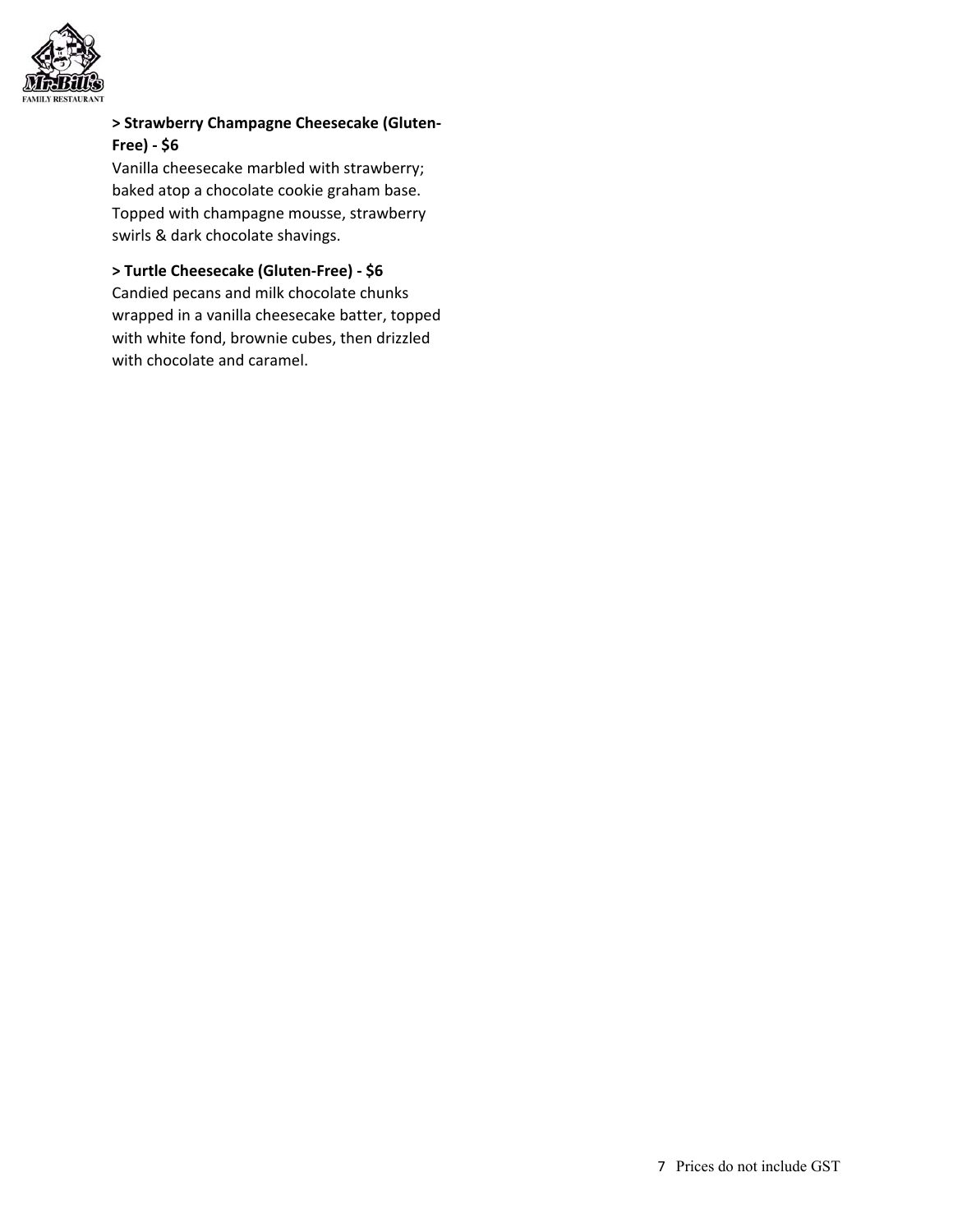**> Strawberry Champagne Cheesecake (Gluten-Free) - $6**

Vanilla cheesecake marbled with strawberry; baked atop a chocolate cookie graham base. Topped with champagne mousse, strawberry swirls & dark chocolate shavings.

**> Turtle Cheesecake (Gluten-Free) - $6**

Candied pecans and milk chocolate chunks wrapped in a vanilla cheesecake batter, topped with white fond, brownie cubes, then drizzled with chocolate and caramel.

Prices do not include GST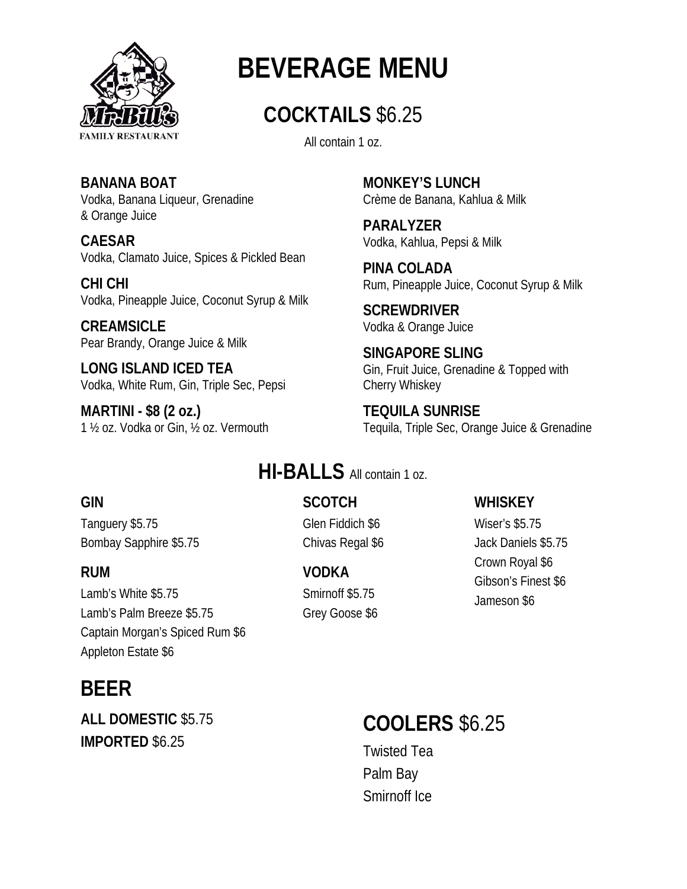Mr.Bill's FAMILY RESTAURANT

# BEVERAGE MENU

## COCKTAILS $6.25

All contain 1 oz.

**BANANA BOAT**
Vodka, Banana Liqueur, Grenadine & Orange Juice

**CAESAR**
Vodka, Clamato Juice, Spices & Pickled Bean

**CHI CHI**
Vodka, Pineapple Juice, Coconut Syrup & Milk

**CREAMSICLE**
Pear Brandy, Orange Juice & Milk

**LONG ISLAND ICED TEA**
Vodka, White Rum, Gin, Triple Sec, Pepsi

**MARTINI - $8 (2 oz.)**
1 ½ oz. Vodka or Gin, ½ oz. Vermouth

**MONKEY'S LUNCH**
Crème de Banana, Kahlua & Milk

**PARALYZER**
Vodka, Kahlua, Pepsi & Milk

**PINA COLADA**
Rum, Pineapple Juice, Coconut Syrup & Milk

**SCREWDRIVER**
Vodka & Orange Juice

**SINGAPORE SLING**
Gin, Fruit Juice, Grenadine & Topped with Cherry Whiskey

**TEQUILA SUNRISE**
Tequila, Triple Sec, Orange Juice & Grenadine

## HI-BALLS All contain 1 oz.

**GIN**
Tanguery $5.75
Bombay Sapphire $5.75

**RUM**
Lamb's White $5.75
Lamb's Palm Breeze $5.75
Captain Morgan's Spiced Rum $6
Appleton Estate $6

**SCOTCH**
Glen Fiddich $6
Chivas Regal $6

**VODKA**
Smirnoff $5.75
Grey Goose $6

**WHISKEY**
Wiser's $5.75
Jack Daniels $5.75
Crown Royal $6
Gibson's Finest $6
Jameson $6

## BEER

**ALL DOMESTIC** $5.75
**IMPORTED** $6.25

## COOLERS $6.25

Twisted Tea
Palm Bay
Smirnoff Ice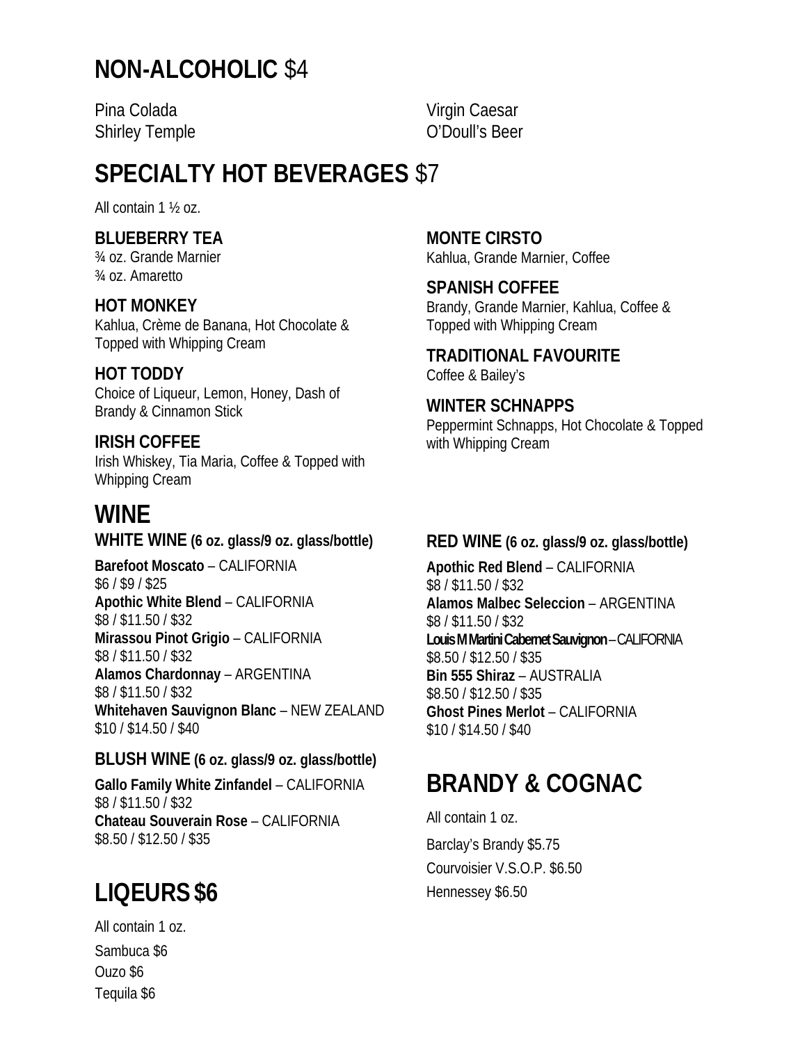## NON-ALCOHOLIC $4

Pina Colada
Shirley Temple
Virgin Caesar
O'Doull's Beer

## SPECIALTY HOT BEVERAGES $7

All contain 1 ½ oz.

**BLUEBERRY TEA**
¾ oz. Grande Marnier
¾ oz. Amaretto

**HOT MONKEY**
Kahlua, Crème de Banana, Hot Chocolate & Topped with Whipping Cream

**HOT TODDY**
Choice of Liqueur, Lemon, Honey, Dash of Brandy & Cinnamon Stick

**IRISH COFFEE**
Irish Whiskey, Tia Maria, Coffee & Topped with Whipping Cream

**MONTE CIRSTO**
Kahlua, Grande Marnier, Coffee

**SPANISH COFFEE**
Brandy, Grande Marnier, Kahlua, Coffee & Topped with Whipping Cream

**TRADITIONAL FAVOURITE**
Coffee & Bailey's

**WINTER SCHNAPPS**
Peppermint Schnapps, Hot Chocolate & Topped with Whipping Cream

## WINE

### WHITE WINE (6 oz. glass/9 oz. glass/bottle)

**Barefoot Moscato** – CALIFORNIA
$6 / $9 / $25
**Apothic White Blend** – CALIFORNIA
$8 / $11.50 / $32
**Mirassou Pinot Grigio** – CALIFORNIA
$8 / $11.50 / $32
**Alamos Chardonnay** – ARGENTINA
$8 / $11.50 / $32
**Whitehaven Sauvignon Blanc** – NEW ZEALAND
$10 / $14.50 / $40

### BLUSH WINE (6 oz. glass/9 oz. glass/bottle)

**Gallo Family White Zinfandel** – CALIFORNIA
$8 / $11.50 / $32
**Chateau Souverain Rose** – CALIFORNIA
$8.50 / $12.50 / $35

### RED WINE (6 oz. glass/9 oz. glass/bottle)

**Apothic Red Blend** – CALIFORNIA
$8 / $11.50 / $32
**Alamos Malbec Seleccion** – ARGENTINA
$8 / $11.50 / $32
**Louis M Martini Cabernet Sauvignon** – CALIFORNIA
$8.50 / $12.50 / $35
**Bin 555 Shiraz** – AUSTRALIA
$8.50 / $12.50 / $35
**Ghost Pines Merlot** – CALIFORNIA
$10 / $14.50 / $40

## LIQEURS $6

All contain 1 oz.

Sambuca $6
Ouzo $6
Tequila $6

## BRANDY & COGNAC

All contain 1 oz.

Barclay's Brandy $5.75
Courvoisier V.S.O.P. $6.50
Hennessey $6.50